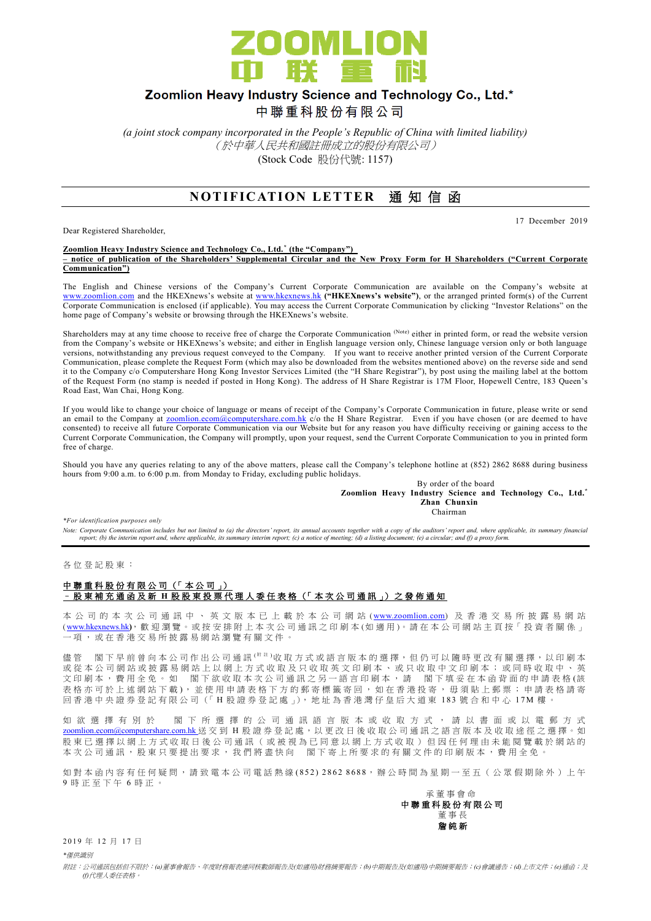# ZOOMLION 中联重科

## Zoomlion Heavy Industry Science and Technology Co., Ltd.*

## 中聯重科股份有限公司

*(a joint stock company incorporated in the People's Republic of China with limited liability)*

*（於中華人民共和國註冊成立的股份有限公司）*

(Stock Code 股份代號: 1157)

# NOTIFICATION LETTER 通知信函

17 December 2019

Dear Registered Shareholder,

**Zoomlion Heavy Industry Science and Technology Co., Ltd.* (the "Company") – notice of publication of the Shareholders' Supplemental Circular and the New Proxy Form for H Shareholders ("Current Corporate Communication")**

The English and Chinese versions of the Company's Current Corporate Communication are available on the Company's website at www.zoomlion.com and the HKEXnews's website at www.hkexnews.hk **("HKEXnews's website")**, or the arranged printed form(s) of the Current Corporate Communication is enclosed (if applicable). You may access the Current Corporate Communication by clicking "Investor Relations" on the home page of Company's website or browsing through the HKEXnews's website.

Shareholders may at any time choose to receive free of charge the Corporate Communication (Note) either in printed form, or read the website version from the Company's website or HKEXnews's website; and either in English language version only, Chinese language version only or both language versions, notwithstanding any previous request conveyed to the Company. If you want to receive another printed version of the Current Corporate Communication, please complete the Request Form (which may also be downloaded from the websites mentioned above) on the reverse side and send it to the Company c/o Computershare Hong Kong Investor Services Limited (the "H Share Registrar"), by post using the mailing label at the bottom of the Request Form (no stamp is needed if posted in Hong Kong). The address of H Share Registrar is 17M Floor, Hopewell Centre, 183 Queen's Road East, Wan Chai, Hong Kong.

If you would like to change your choice of language or means of receipt of the Company's Corporate Communication in future, please write or send an email to the Company at zoomlion.ecom@computershare.com.hk c/o the H Share Registrar. Even if you have chosen (or are deemed to have consented) to receive all future Corporate Communication via our Website but for any reason you have difficulty receiving or gaining access to the Current Corporate Communication, the Company will promptly, upon your request, send the Current Corporate Communication to you in printed form free of charge.

Should you have any queries relating to any of the above matters, please call the Company's telephone hotline at (852) 2862 8688 during business hours from 9:00 a.m. to 6:00 p.m. from Monday to Friday, excluding public holidays.

By order of the board
**Zoomlion Heavy Industry Science and Technology Co., Ltd.***
**Zhan Chunxin**
Chairman

*\*For identification purposes only*

*Note: Corporate Communication includes but not limited to (a) the directors' report, its annual accounts together with a copy of the auditors' report and, where applicable, its summary financial report; (b) the interim report and, where applicable, its summary interim report; (c) a notice of meeting; (d) a listing document; (e) a circular; and (f) a proxy form.*

---

各位登記股東：

**中聯重科股份有限公司（「本公司」）－股東補充通函及新H股股東投票代理人委任表格（「本次公司通訊」）之發佈通知**

本公司的本次公司通訊中、英文版本已上載於本公司網站(www.zoomlion.com)及香港交易所披露易網站(www.hkexnews.hk)，歡迎瀏覽。或按安排附上本次公司通訊之印刷本(如適用)。請在本公司網站主頁按「投資者關係」一項，或在香港交易所披露易網站瀏覽有關文件。

儘管 閣下早前曾向本公司作出公司通訊(附註)收取方式或語言版本的選擇，但仍可以隨時更改有關選擇，以印刷本或從本公司網站或披露易網站上以網上方式收取及只收取英文印刷本、或只收取中文印刷本；或同時收取中、英文印刷本，費用全免。如 閣下欲收取本次公司通訊之另一語言印刷本，請 閣下填妥在本函背面的申請表格(該表格亦可於上述網站下載)，並使用申請表格下方的郵寄標籤寄回，如在香港投寄，毋須貼上郵票；申請表格請寄回香港中央證券登記有限公司（「H股證券登記處」），地址為香港灣仔皇后大道東183號合和中心17M樓。

如欲選擇有別於 閣下所選擇的公司通訊語言版本或收取方式，請以書面或以電郵方式zoomlion.ecom@computershare.com.hk送交到H股證券登記處，以更改日後收取公司通訊之語言版本及收取途徑之選擇。如股東已選擇以網上方式收取日後公司通訊（或被視為已同意以網上方式收取）但因任何理由未能閱覽載於網站的本次公司通訊，股東只要提出要求，我們將盡快向 閣下寄上所要求的有關文件的印刷版本，費用全免。

如對本函內容有任何疑問，請致電本公司電話熱線(852) 2862 8688，辦公時間為星期一至五（公眾假期除外）上午9時正至下午6時正。

承董事會命
**中聯重科股份有限公司**
董事長
**詹純新**

2019年12月17日

*\*僅供識別*

*附註：公司通訊包括但不限於：(a)董事會報告、年度財務報表連同核數師報告及(如適用)財務摘要報告；(b)中期報告及(如適用)中期摘要報告；(c)會議通告；(d)上市文件；(e)通函；及(f)代理人委任表格。*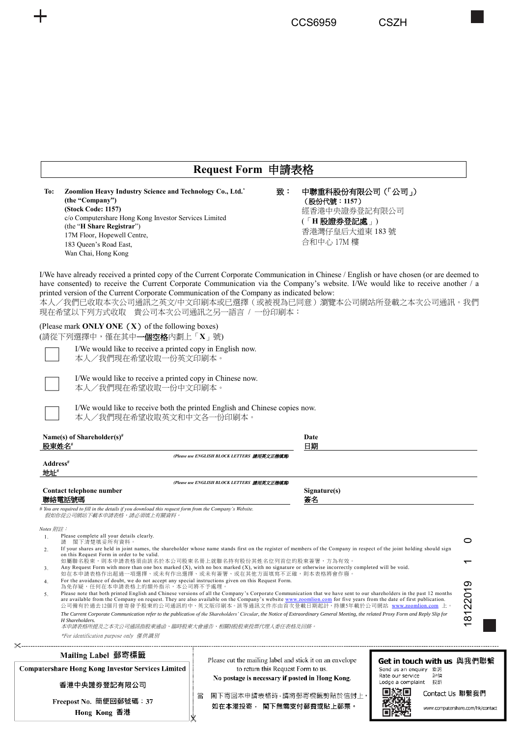CCS6959 CSZH

# Request Form 申請表格

**To:** **Zoomlion Heavy Industry Science and Technology Co., Ltd.*** **(the "Company")** **(Stock Code: 1157)**
c/o Computershare Hong Kong Investor Services Limited
(the "**H Share Registrar**")
17M Floor, Hopewell Centre,
183 Queen's Road East,
Wan Chai, Hong Kong

**致：** **中聯重科股份有限公司（「公司」）** **（股份代號：1157）**
經香港中央證券登記有限公司
（「**H 股證券登記處**」）
香港灣仔皇后大道東 183 號
合和中心 17M 樓

I/We have already received a printed copy of the Current Corporate Communication in Chinese / English or have chosen (or are deemed to have consented) to receive the Current Corporate Communication via the Company's website. I/We would like to receive another / a printed version of the Current Corporate Communication of the Company as indicated below:
本人／我們已收取本次公司通訊之英文/中文印刷本或已選擇（或被視為已同意）瀏覽本公司網站所登載之本次公司通訊。我們現在希望以下列方式收取 貴公司本次公司通訊之另一語言 / 一份印刷本：

(Please mark **ONLY ONE** (**X**) of the following boxes)
(請從下列選擇中，僅在其中**一個空格**內劃上「**X**」號)

☐ I/We would like to receive a printed copy in English now.
本人／我們現在希望收取一份英文印刷本。

☐ I/We would like to receive a printed copy in Chinese now.
本人／我們現在希望收取一份中文印刷本。

☐ I/We would like to receive both the printed English and Chinese copies now.
本人／我們現在希望收取英文和中文各一份印刷本。

**Name(s) of Shareholder(s)[#]** **股東姓名[#]** ____________________ **Date 日期** ____________________
*(Please use ENGLISH BLOCK LETTERS 請用英文正楷填寫)*

**Address[#]** **地址[#]** ____________________
*(Please use ENGLISH BLOCK LETTERS 請用英文正楷填寫)*

**Contact telephone number 聯絡電話號碼** ____________________ **Signature(s) 簽名** ____________________

*# You are required to fill in the details if you download this request form from the Company's Website.*
*假如你從公司網站下載本申請表格，請必須填上有關資料。*

*Notes 附註：*

1. Please complete all your details clearly.
請 閣下清楚填妥所有資料。
2. If your shares are held in joint names, the shareholder whose name stands first on the register of members of the Company in respect of the joint holding should sign on this Request Form in order to be valid.
如屬聯名股東，則本申請表格須由該名於本公司股東名冊上就聯名持有股份其姓名位列首位的股東簽署，方為有效。
3. Any Request Form with more than one box marked (X), with no box marked (X), with no signature or otherwise incorrectly completed will be void.
如在本申請表格作出超過一項選擇、或未有作出選擇、或未有簽署、或在其他方面填寫不正確，則本表格將會作廢。
4. For the avoidance of doubt, we do not accept any special instructions given on this Request Form.
為免存疑，任何在本申請表格上的額外指示，本公司將不予處理。
5. Please note that both printed English and Chinese versions of all the Company's Corporate Communication that we have sent to our shareholders in the past 12 months are available from the Company on request. They are also available on the Company's website www.zoomlion.com for five years from the date of first publication.
公司備有於過去12個月曾寄發予股東的公司通訊的中、英文版印刷本。該等通訊文件亦由首次登載日期起計，持續5年載於公司網站 www.zoomlion.com 上。

*The Current Corporate Communication refer to the publication of the Shareholders' Circular, the Notice of Extraordinary General Meeting, the related Proxy Form and Reply Slip for H Shareholders.*
*本申請表格所提及之本次公司通訊指股東通函、臨時股東大會通告、相關H股股東投票代理人委任表格及回條。*

*\*For identification purpose only 僅供識別*

18122019 1 0

---

**Mailing Label 郵寄標籤**

**Computershare Hong Kong Investor Services Limited**

**香港中央證券登記有限公司**

**Freepost No. 簡便回郵號碼：37**

**Hong Kong 香港**

Please cut the mailing label and stick it on an envelope to return this Request Form to us.
**No postage is necessary if posted in Hong Kong.**

當 閣下寄回本申請表格時，請將郵寄標籤剪貼於信封上。
**如在本港投寄， 閣下無需支付郵費或貼上郵票。**

**Get in touch with us 與我們聯繫**
Send us an enquiry 查詢
Rate our service 評價
Lodge a complaint 投訴
Contact Us 聯繫我們
www.computershare.com/hk/contact